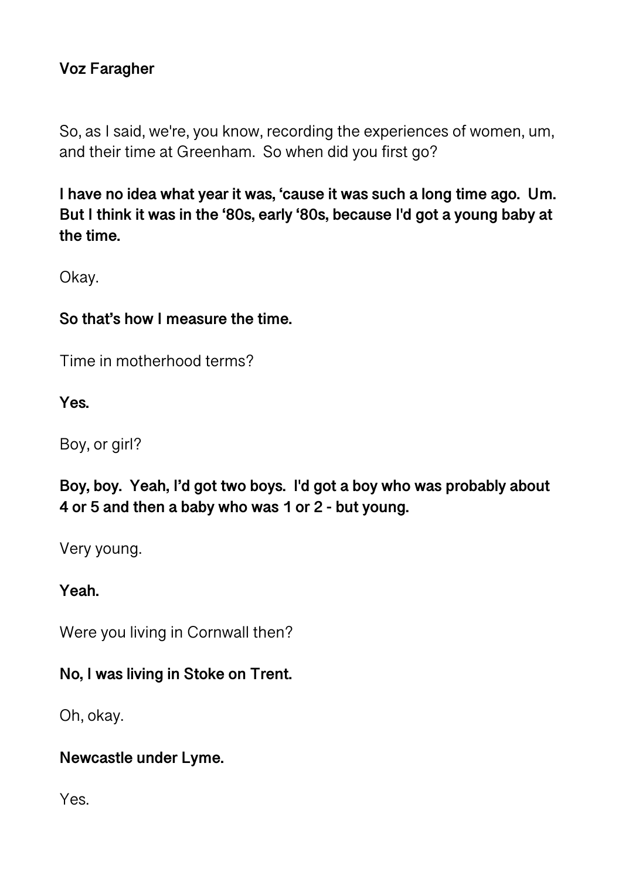**Voz Faragher**

So, as I said, we're, you know, recording the experiences of women, um, and their time at Greenham. So when did you first go?

**I have no idea what year it was, 'cause it was such a long time ago. Um. But I think it was in the '80s, early '80s, because I'd got a young baby at the time.**

Okay.

**So that's how I measure the time.**

Time in motherhood terms?

**Yes.**

Boy, or girl?

**Boy, boy. Yeah, I'd got two boys. I'd got a boy who was probably about 4 or 5 and then a baby who was 1 or 2 - but young.**

Very young.

**Yeah.**

Were you living in Cornwall then?

**No, I was living in Stoke on Trent.**

Oh, okay.

**Newcastle under Lyme.**

Yes.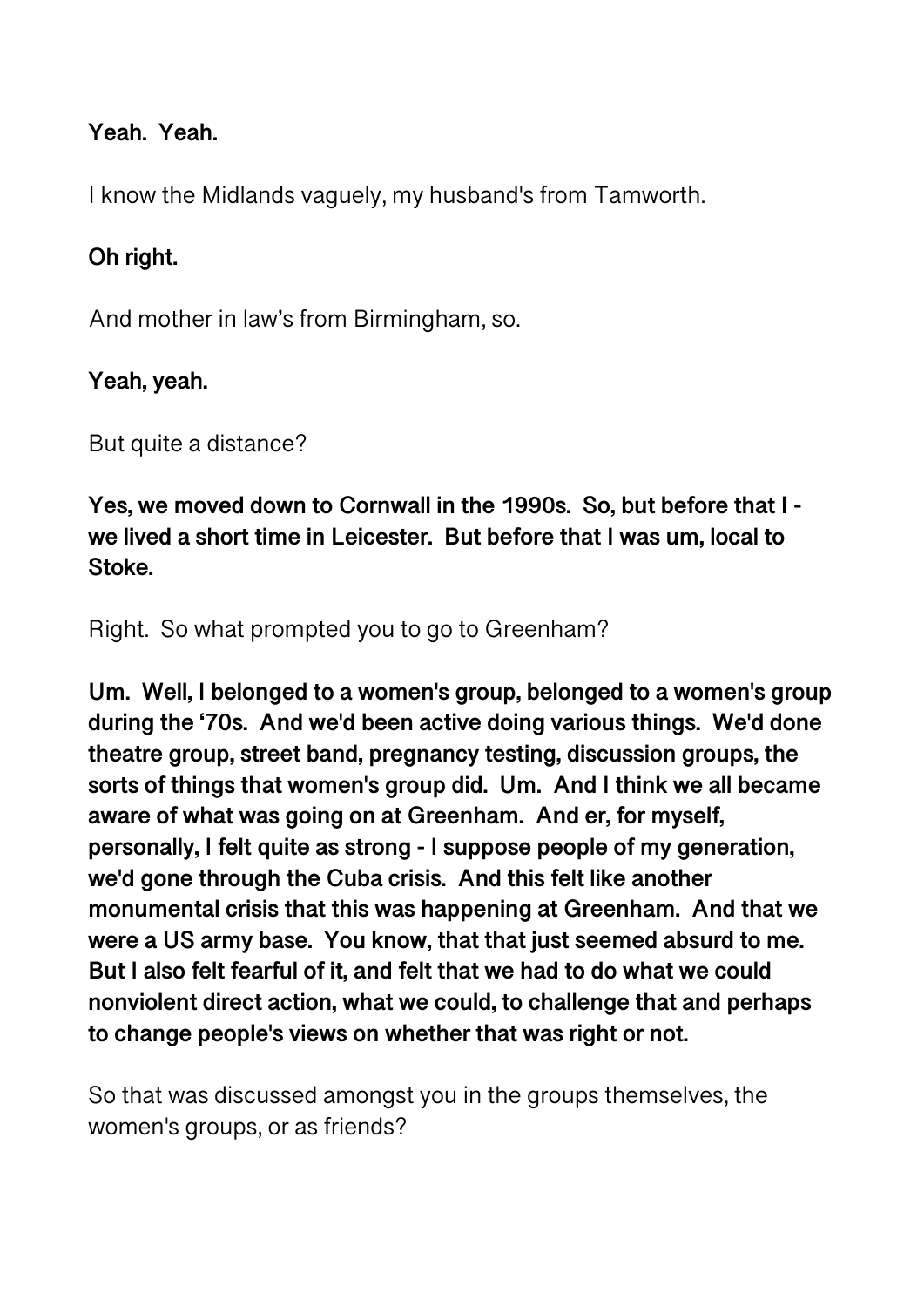**Yeah. Yeah.**

I know the Midlands vaguely, my husband's from Tamworth.

**Oh right.**

And mother in law's from Birmingham, so.

**Yeah, yeah.**

But quite a distance?

**Yes, we moved down to Cornwall in the 1990s. So, but before that I - we lived a short time in Leicester. But before that I was um, local to Stoke.**

Right. So what prompted you to go to Greenham?

**Um. Well, I belonged to a women's group, belonged to a women's group during the '70s. And we'd been active doing various things. We'd done theatre group, street band, pregnancy testing, discussion groups, the sorts of things that women's group did. Um. And I think we all became aware of what was going on at Greenham. And er, for myself, personally, I felt quite as strong - I suppose people of my generation, we'd gone through the Cuba crisis. And this felt like another monumental crisis that this was happening at Greenham. And that we were a US army base. You know, that that just seemed absurd to me. But I also felt fearful of it, and felt that we had to do what we could nonviolent direct action, what we could, to challenge that and perhaps to change people's views on whether that was right or not.**

So that was discussed amongst you in the groups themselves, the women's groups, or as friends?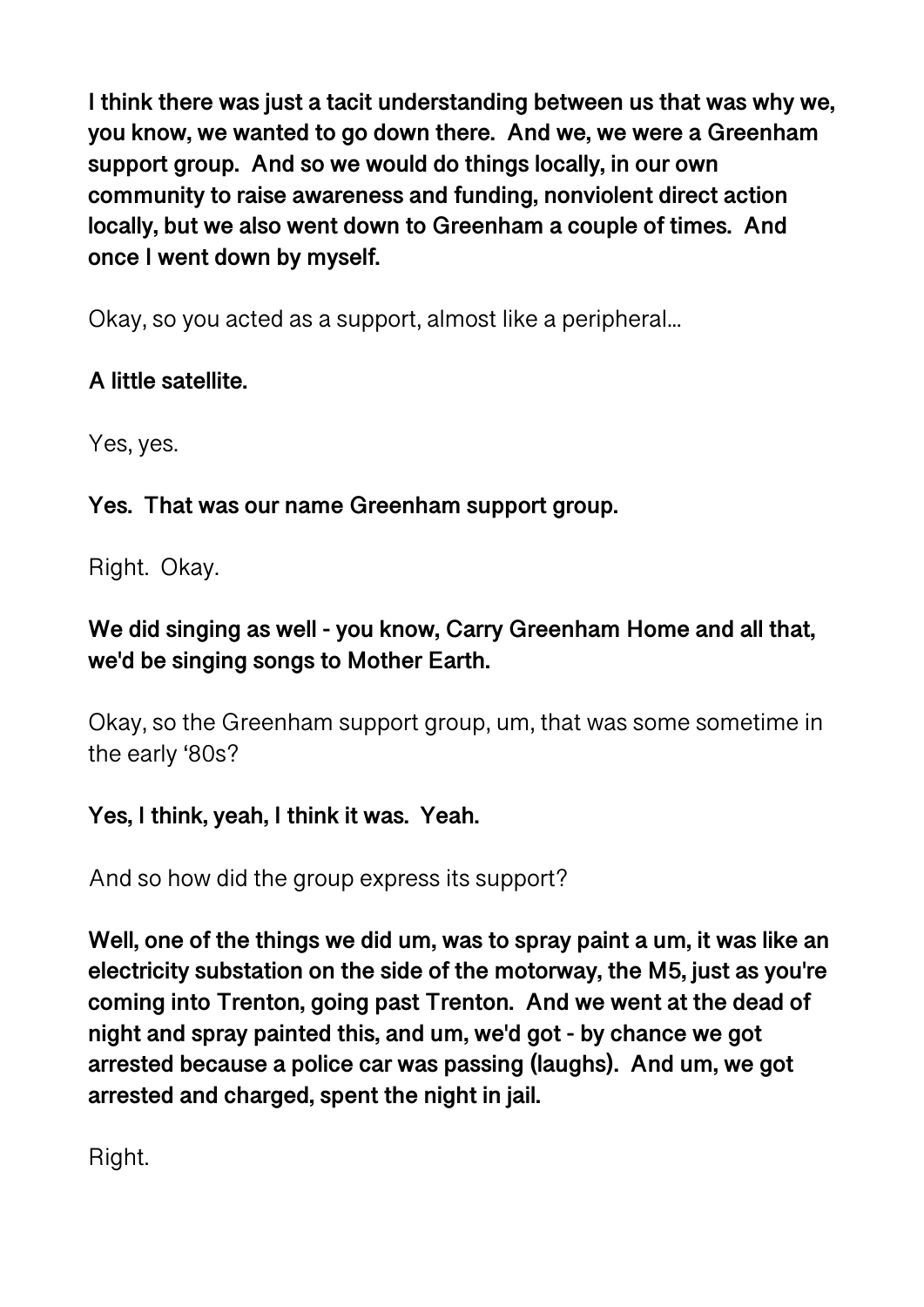**I think there was just a tacit understanding between us that was why we, you know, we wanted to go down there. And we, we were a Greenham support group. And so we would do things locally, in our own community to raise awareness and funding, nonviolent direct action locally, but we also went down to Greenham a couple of times. And once I went down by myself.**

Okay, so you acted as a support, almost like a peripheral…

**A little satellite.**

Yes, yes.

**Yes. That was our name Greenham support group.**

Right. Okay.

**We did singing as well - you know, Carry Greenham Home and all that, we'd be singing songs to Mother Earth.**

Okay, so the Greenham support group, um, that was some sometime in the early '80s?

**Yes, I think, yeah, I think it was. Yeah.**

And so how did the group express its support?

**Well, one of the things we did um, was to spray paint a um, it was like an electricity substation on the side of the motorway, the M5, just as you're coming into Trenton, going past Trenton. And we went at the dead of night and spray painted this, and um, we'd got - by chance we got arrested because a police car was passing (laughs). And um, we got arrested and charged, spent the night in jail.**

Right.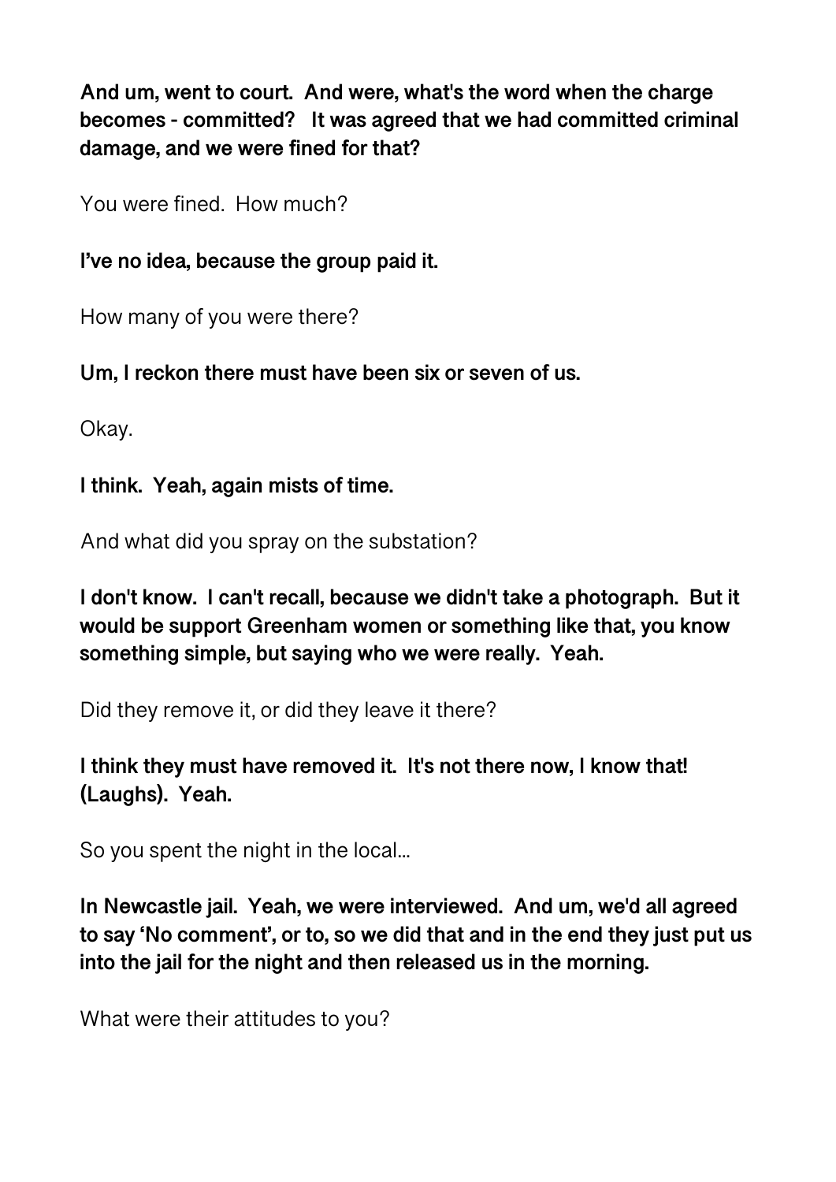**And um, went to court. And were, what's the word when the charge becomes - committed? It was agreed that we had committed criminal damage, and we were fined for that?**

You were fined. How much?

**I've no idea, because the group paid it.**

How many of you were there?

**Um, I reckon there must have been six or seven of us.**

Okay.

**I think. Yeah, again mists of time.**

And what did you spray on the substation?

**I don't know. I can't recall, because we didn't take a photograph. But it would be support Greenham women or something like that, you know something simple, but saying who we were really. Yeah.**

Did they remove it, or did they leave it there?

**I think they must have removed it. It's not there now, I know that! (Laughs). Yeah.**

So you spent the night in the local...

**In Newcastle jail. Yeah, we were interviewed. And um, we'd all agreed to say 'No comment', or to, so we did that and in the end they just put us into the jail for the night and then released us in the morning.**

What were their attitudes to you?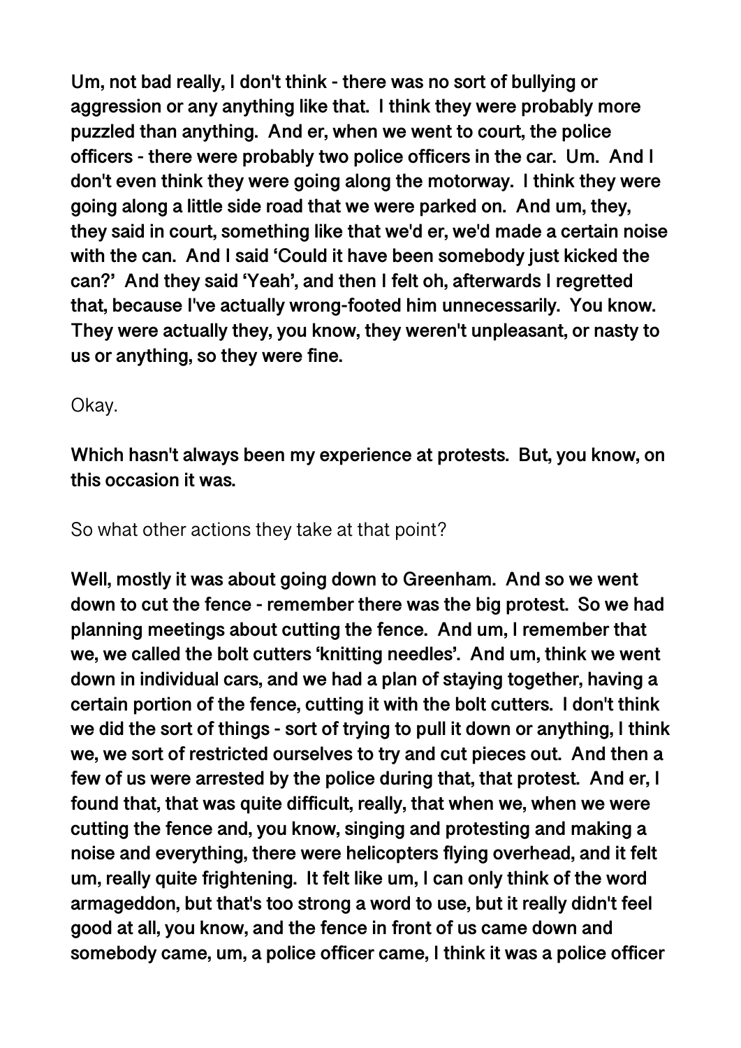**Um, not bad really, I don't think - there was no sort of bullying or aggression or any anything like that. I think they were probably more puzzled than anything. And er, when we went to court, the police officers - there were probably two police officers in the car. Um. And I don't even think they were going along the motorway. I think they were going along a little side road that we were parked on. And um, they, they said in court, something like that we'd er, we'd made a certain noise with the can. And I said 'Could it have been somebody just kicked the can?' And they said 'Yeah', and then I felt oh, afterwards I regretted that, because I've actually wrong-footed him unnecessarily. You know. They were actually they, you know, they weren't unpleasant, or nasty to us or anything, so they were fine.**

Okay.

**Which hasn't always been my experience at protests. But, you know, on this occasion it was.**

So what other actions they take at that point?

**Well, mostly it was about going down to Greenham. And so we went down to cut the fence - remember there was the big protest. So we had planning meetings about cutting the fence. And um, I remember that we, we called the bolt cutters 'knitting needles'. And um, think we went down in individual cars, and we had a plan of staying together, having a certain portion of the fence, cutting it with the bolt cutters. I don't think we did the sort of things - sort of trying to pull it down or anything, I think we, we sort of restricted ourselves to try and cut pieces out. And then a few of us were arrested by the police during that, that protest. And er, I found that, that was quite difficult, really, that when we, when we were cutting the fence and, you know, singing and protesting and making a noise and everything, there were helicopters flying overhead, and it felt um, really quite frightening. It felt like um, I can only think of the word armageddon, but that's too strong a word to use, but it really didn't feel good at all, you know, and the fence in front of us came down and somebody came, um, a police officer came, I think it was a police officer**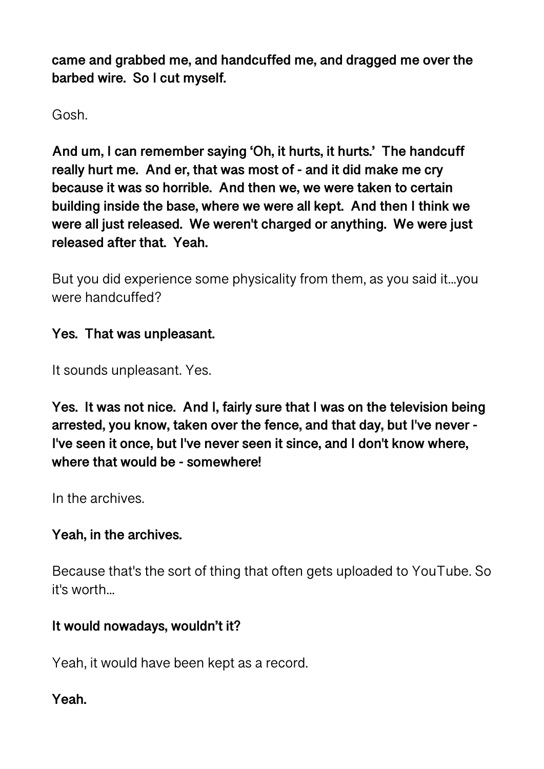**came and grabbed me, and handcuffed me, and dragged me over the barbed wire. So I cut myself.**

Gosh.

**And um, I can remember saying 'Oh, it hurts, it hurts.' The handcuff really hurt me. And er, that was most of - and it did make me cry because it was so horrible. And then we, we were taken to certain building inside the base, where we were all kept. And then I think we were all just released. We weren't charged or anything. We were just released after that. Yeah.**

But you did experience some physicality from them, as you said it...you were handcuffed?

**Yes. That was unpleasant.**

It sounds unpleasant. Yes.

**Yes. It was not nice. And I, fairly sure that I was on the television being arrested, you know, taken over the fence, and that day, but I've never - I've seen it once, but I've never seen it since, and I don't know where, where that would be - somewhere!**

In the archives.

**Yeah, in the archives.**

Because that's the sort of thing that often gets uploaded to YouTube. So it's worth...

**It would nowadays, wouldn't it?**

Yeah, it would have been kept as a record.

**Yeah.**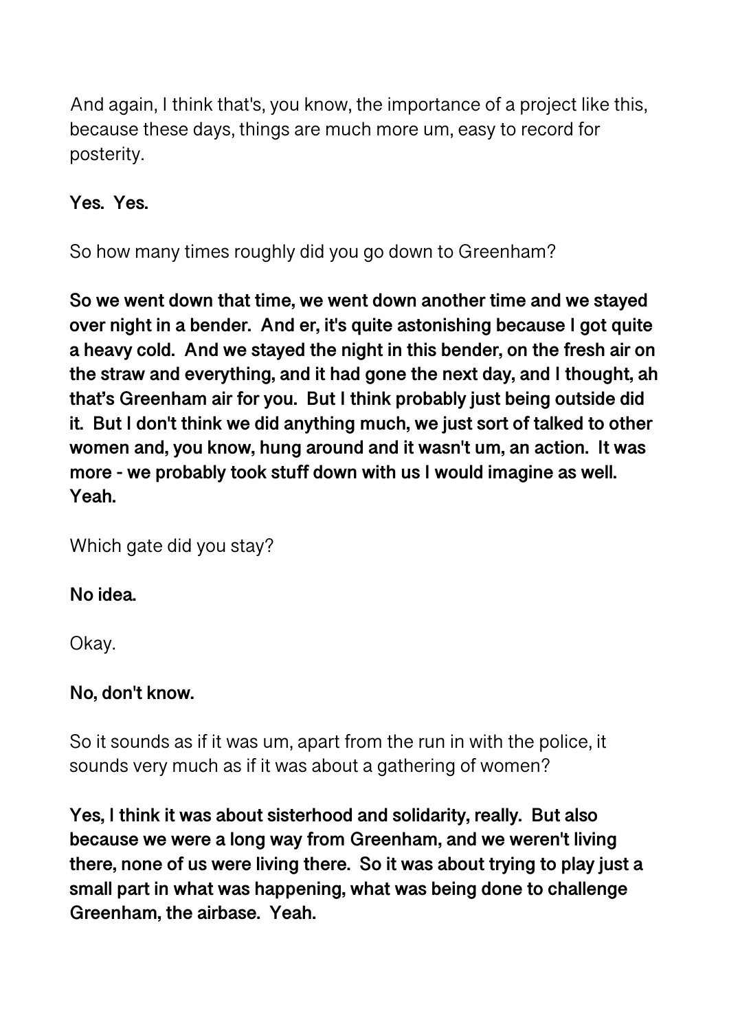And again, I think that's, you know, the importance of a project like this, because these days, things are much more um, easy to record for posterity.

**Yes. Yes.**

So how many times roughly did you go down to Greenham?

**So we went down that time, we went down another time and we stayed over night in a bender. And er, it's quite astonishing because I got quite a heavy cold. And we stayed the night in this bender, on the fresh air on the straw and everything, and it had gone the next day, and I thought, ah that's Greenham air for you. But I think probably just being outside did it. But I don't think we did anything much, we just sort of talked to other women and, you know, hung around and it wasn't um, an action. It was more - we probably took stuff down with us I would imagine as well. Yeah.**

Which gate did you stay?

**No idea.**

Okay.

**No, don't know.**

So it sounds as if it was um, apart from the run in with the police, it sounds very much as if it was about a gathering of women?

**Yes, I think it was about sisterhood and solidarity, really. But also because we were a long way from Greenham, and we weren't living there, none of us were living there. So it was about trying to play just a small part in what was happening, what was being done to challenge Greenham, the airbase. Yeah.**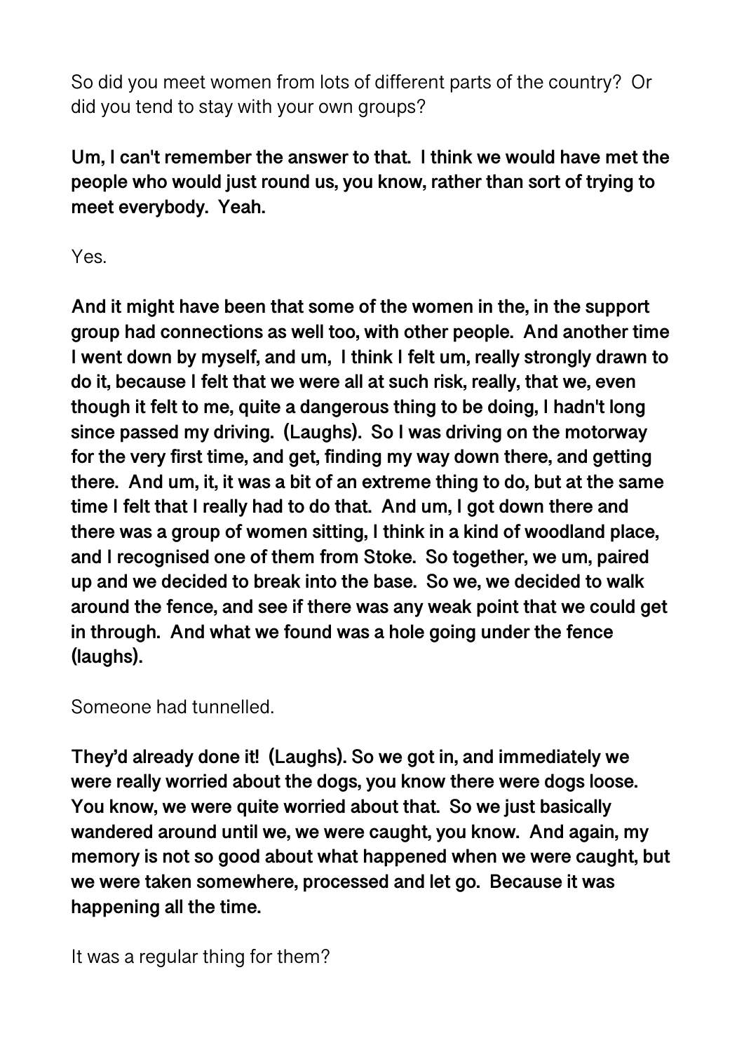So did you meet women from lots of different parts of the country? Or did you tend to stay with your own groups?

**Um, I can't remember the answer to that. I think we would have met the people who would just round us, you know, rather than sort of trying to meet everybody. Yeah.**

Yes.

**And it might have been that some of the women in the, in the support group had connections as well too, with other people. And another time I went down by myself, and um, I think I felt um, really strongly drawn to do it, because I felt that we were all at such risk, really, that we, even though it felt to me, quite a dangerous thing to be doing, I hadn't long since passed my driving. (Laughs). So I was driving on the motorway for the very first time, and get, finding my way down there, and getting there. And um, it, it was a bit of an extreme thing to do, but at the same time I felt that I really had to do that. And um, I got down there and there was a group of women sitting, I think in a kind of woodland place, and I recognised one of them from Stoke. So together, we um, paired up and we decided to break into the base. So we, we decided to walk around the fence, and see if there was any weak point that we could get in through. And what we found was a hole going under the fence (laughs).**

Someone had tunnelled.

**They'd already done it! (Laughs). So we got in, and immediately we were really worried about the dogs, you know there were dogs loose. You know, we were quite worried about that. So we just basically wandered around until we, we were caught, you know. And again, my memory is not so good about what happened when we were caught, but we were taken somewhere, processed and let go. Because it was happening all the time.**

It was a regular thing for them?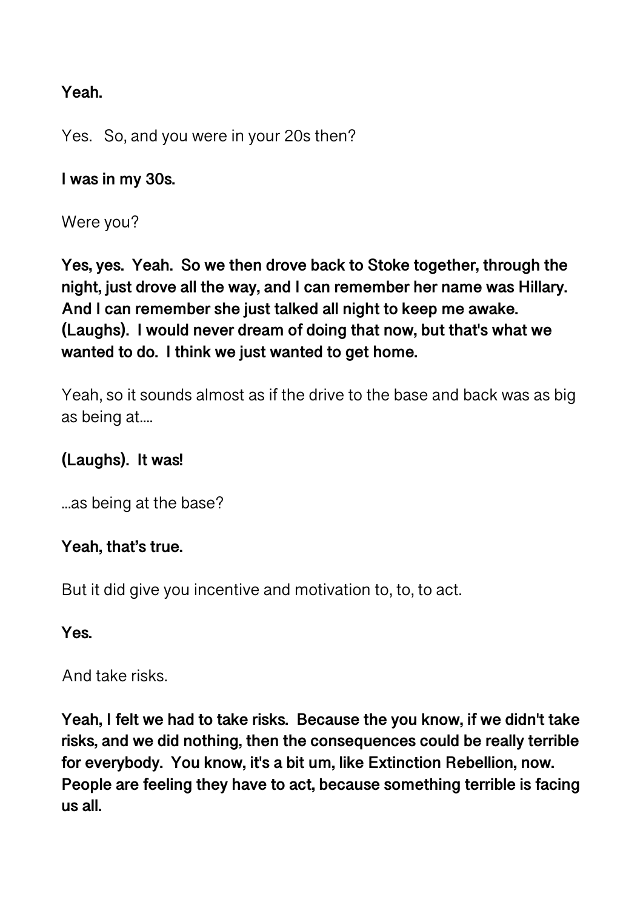**Yeah.**

Yes.  So, and you were in your 20s then?

**I was in my 30s.**

Were you?

**Yes, yes.  Yeah.  So we then drove back to Stoke together, through the night, just drove all the way, and I can remember her name was Hillary. And I can remember she just talked all night to keep me awake. (Laughs).  I would never dream of doing that now, but that's what we wanted to do.  I think we just wanted to get home.**

Yeah, so it sounds almost as if the drive to the base and back was as big as being at....

**(Laughs).  It was!**

...as being at the base?

**Yeah, that's true.**

But it did give you incentive and motivation to, to, to act.

**Yes.**

And take risks.

**Yeah, I felt we had to take risks.  Because the you know, if we didn't take risks, and we did nothing, then the consequences could be really terrible for everybody.  You know, it's a bit um, like Extinction Rebellion, now. People are feeling they have to act, because something terrible is facing us all.**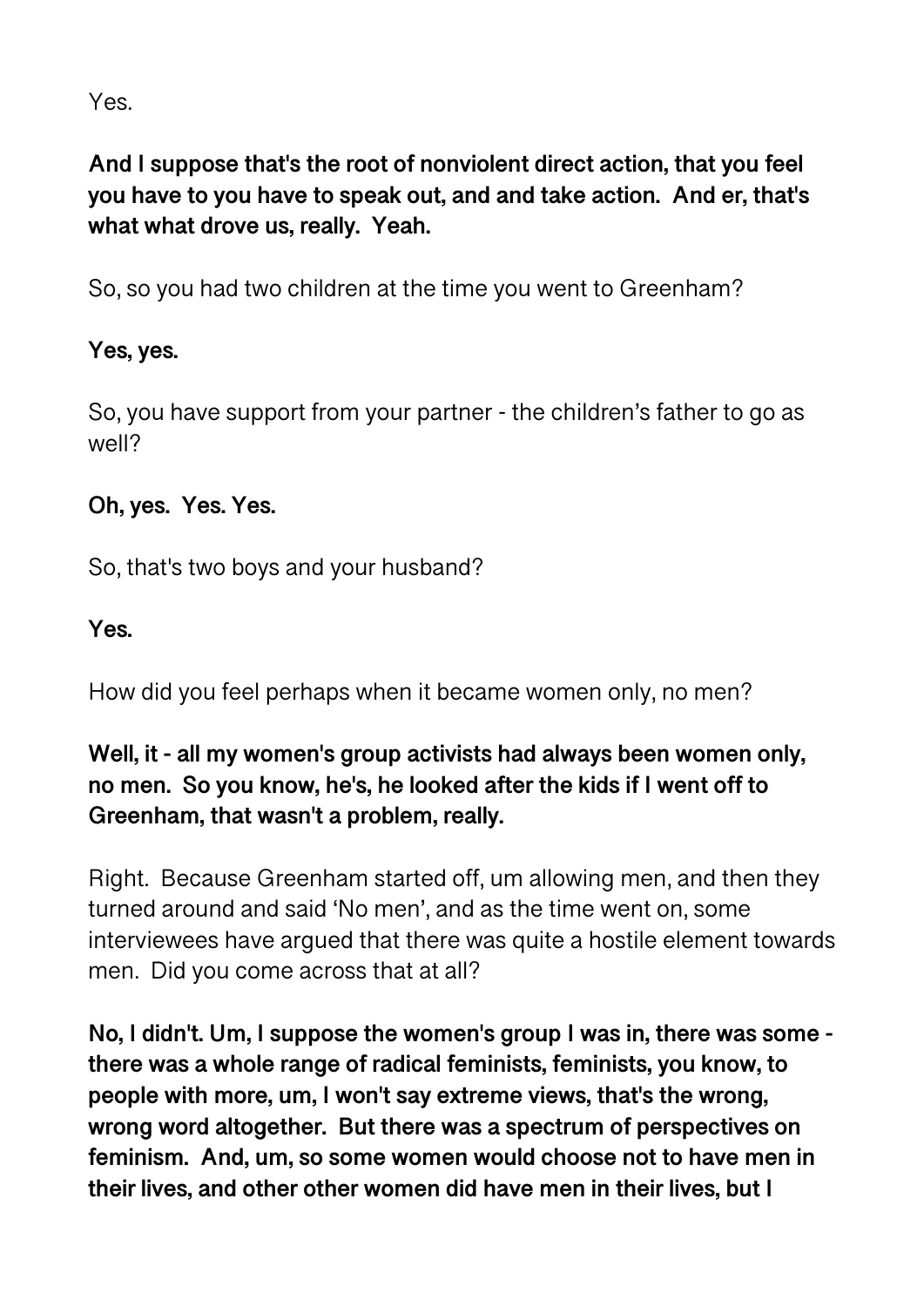Yes.

**And I suppose that's the root of nonviolent direct action, that you feel you have to you have to speak out, and and take action. And er, that's what what drove us, really. Yeah.**

So, so you had two children at the time you went to Greenham?

**Yes, yes.**

So, you have support from your partner - the children's father to go as well?

**Oh, yes. Yes. Yes.**

So, that's two boys and your husband?

**Yes.**

How did you feel perhaps when it became women only, no men?

**Well, it - all my women's group activists had always been women only, no men. So you know, he's, he looked after the kids if I went off to Greenham, that wasn't a problem, really.**

Right. Because Greenham started off, um allowing men, and then they turned around and said 'No men', and as the time went on, some interviewees have argued that there was quite a hostile element towards men. Did you come across that at all?

**No, I didn't. Um, I suppose the women's group I was in, there was some - there was a whole range of radical feminists, feminists, you know, to people with more, um, I won't say extreme views, that's the wrong, wrong word altogether. But there was a spectrum of perspectives on feminism. And, um, so some women would choose not to have men in their lives, and other other women did have men in their lives, but I**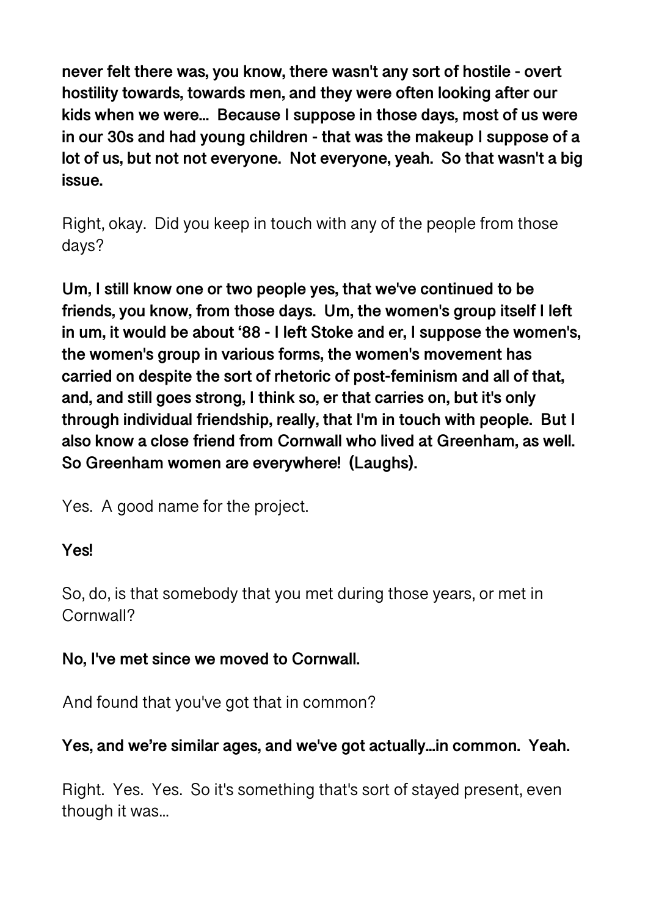**never felt there was, you know, there wasn't any sort of hostile - overt hostility towards, towards men, and they were often looking after our kids when we were... Because I suppose in those days, most of us were in our 30s and had young children - that was the makeup I suppose of a lot of us, but not not everyone. Not everyone, yeah. So that wasn't a big issue.**

Right, okay. Did you keep in touch with any of the people from those days?

**Um, I still know one or two people yes, that we've continued to be friends, you know, from those days. Um, the women's group itself I left in um, it would be about '88 - I left Stoke and er, I suppose the women's, the women's group in various forms, the women's movement has carried on despite the sort of rhetoric of post-feminism and all of that, and, and still goes strong, I think so, er that carries on, but it's only through individual friendship, really, that I'm in touch with people. But I also know a close friend from Cornwall who lived at Greenham, as well. So Greenham women are everywhere! (Laughs).**

Yes. A good name for the project.

**Yes!**

So, do, is that somebody that you met during those years, or met in Cornwall?

**No, I've met since we moved to Cornwall.**

And found that you've got that in common?

**Yes, and we're similar ages, and we've got actually...in common. Yeah.**

Right. Yes. Yes. So it's something that's sort of stayed present, even though it was...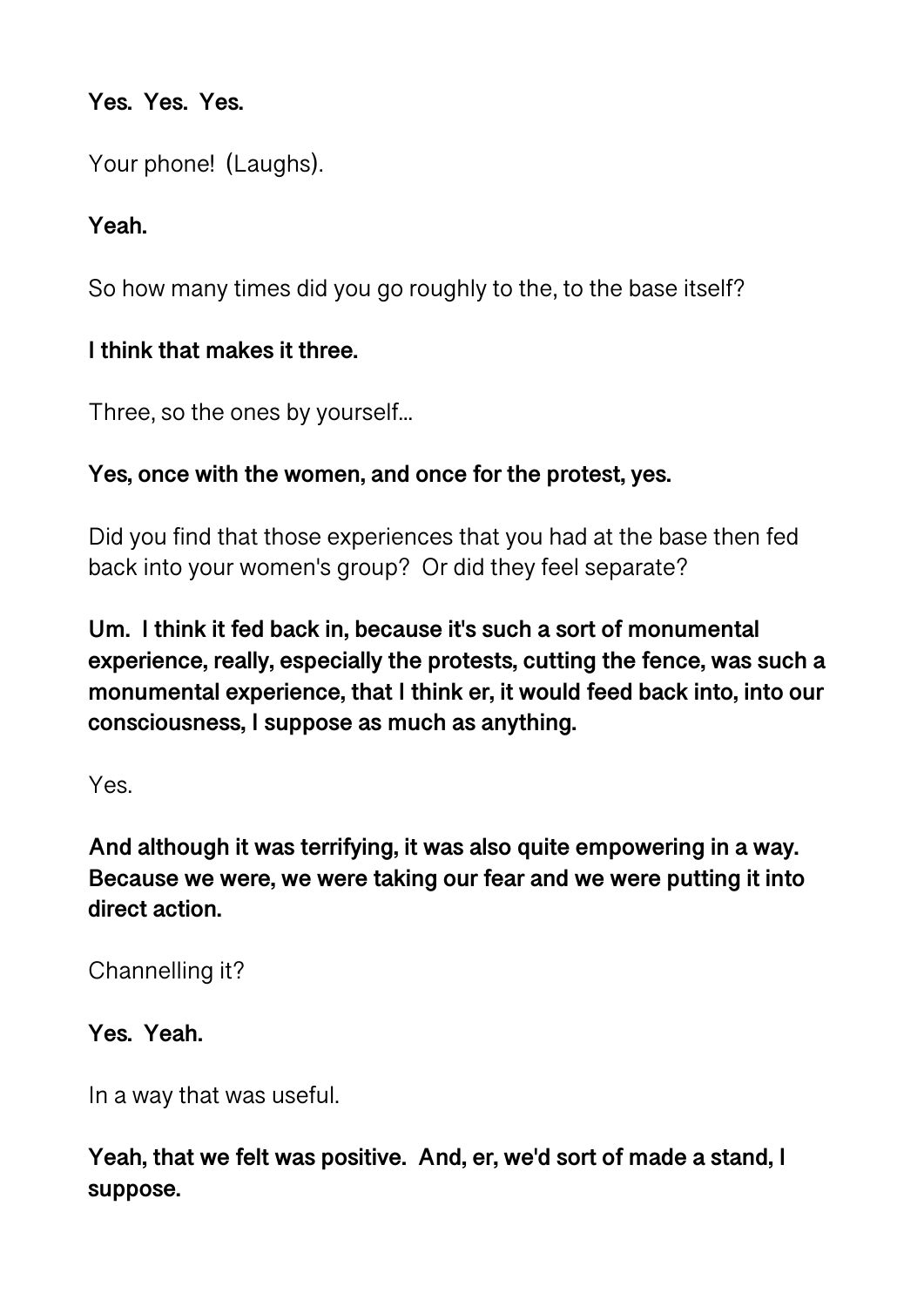**Yes. Yes. Yes.**

Your phone! (Laughs).

**Yeah.**

So how many times did you go roughly to the, to the base itself?

**I think that makes it three.**

Three, so the ones by yourself...

**Yes, once with the women, and once for the protest, yes.**

Did you find that those experiences that you had at the base then fed back into your women's group? Or did they feel separate?

**Um. I think it fed back in, because it's such a sort of monumental experience, really, especially the protests, cutting the fence, was such a monumental experience, that I think er, it would feed back into, into our consciousness, I suppose as much as anything.**

Yes.

**And although it was terrifying, it was also quite empowering in a way. Because we were, we were taking our fear and we were putting it into direct action.**

Channelling it?

**Yes. Yeah.**

In a way that was useful.

**Yeah, that we felt was positive. And, er, we'd sort of made a stand, I suppose.**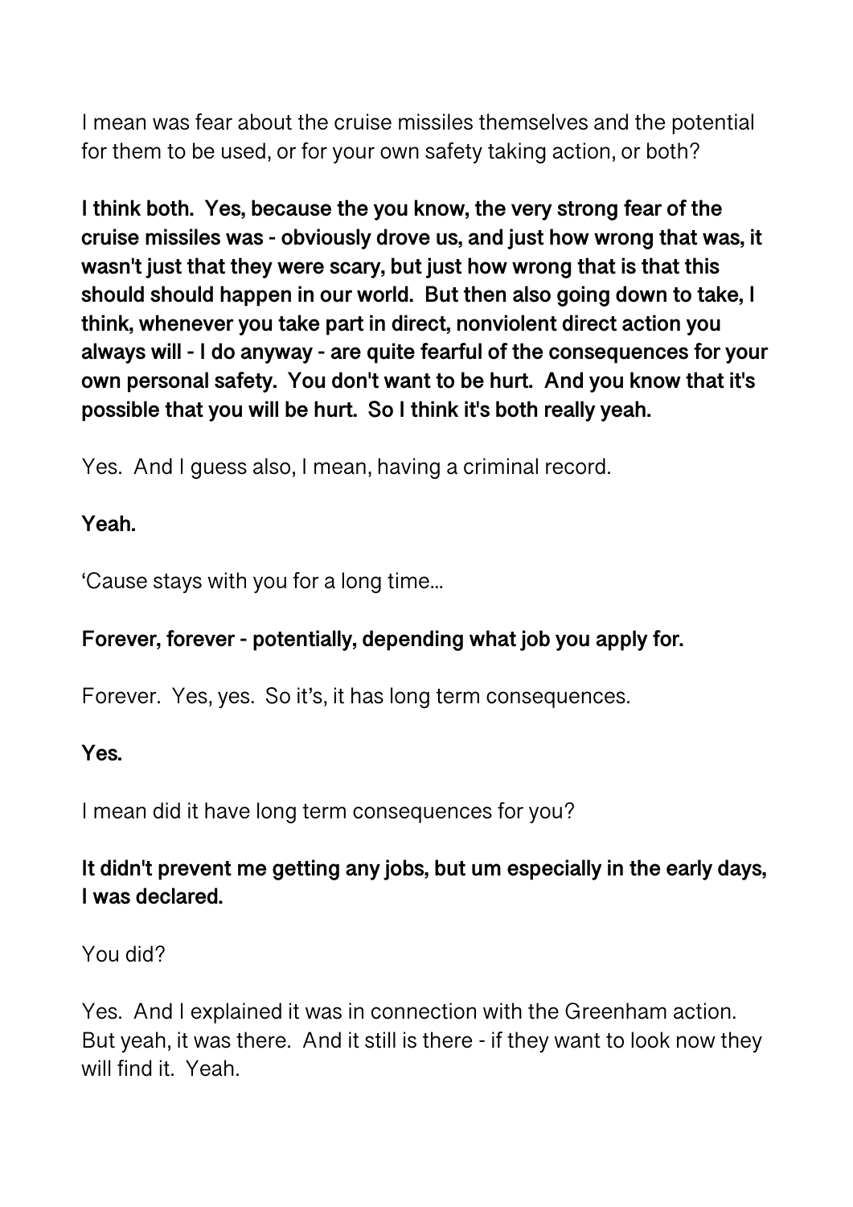I mean was fear about the cruise missiles themselves and the potential for them to be used, or for your own safety taking action, or both?

**I think both. Yes, because the you know, the very strong fear of the cruise missiles was - obviously drove us, and just how wrong that was, it wasn't just that they were scary, but just how wrong that is that this should should happen in our world. But then also going down to take, I think, whenever you take part in direct, nonviolent direct action you always will - I do anyway - are quite fearful of the consequences for your own personal safety. You don't want to be hurt. And you know that it's possible that you will be hurt. So I think it's both really yeah.**

Yes. And I guess also, I mean, having a criminal record.

**Yeah.**

'Cause stays with you for a long time...

**Forever, forever - potentially, depending what job you apply for.**

Forever. Yes, yes. So it's, it has long term consequences.

**Yes.**

I mean did it have long term consequences for you?

**It didn't prevent me getting any jobs, but um especially in the early days, I was declared.**

You did?

Yes. And I explained it was in connection with the Greenham action. But yeah, it was there. And it still is there - if they want to look now they will find it. Yeah.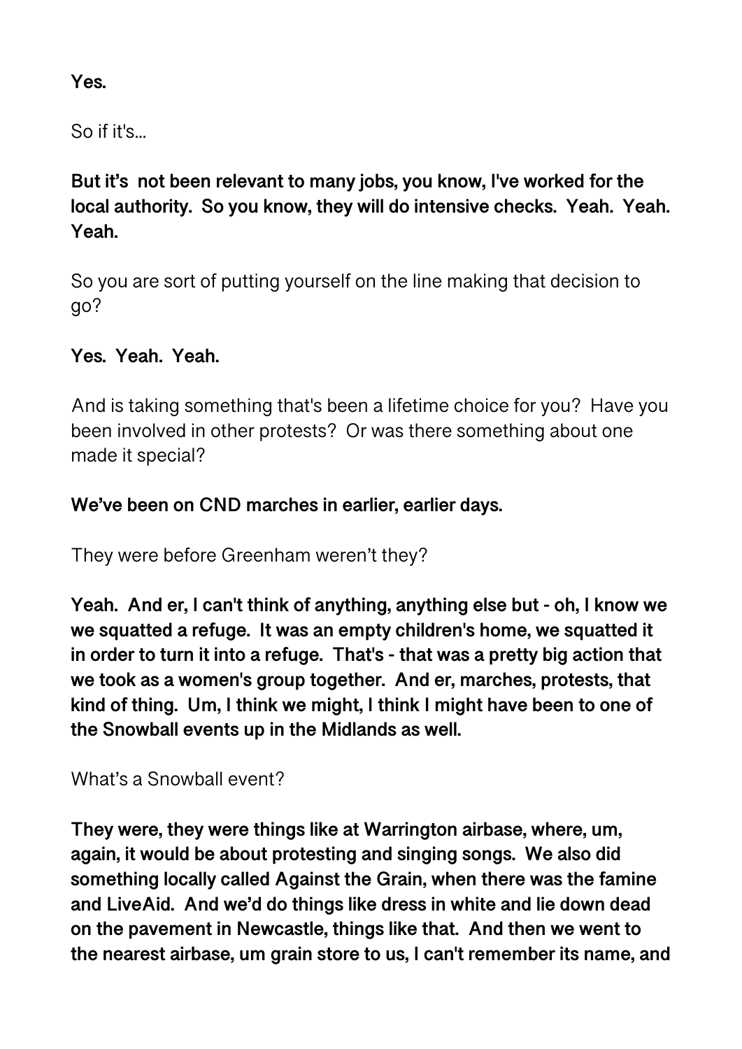**Yes.**

So if it's...

**But it's  not been relevant to many jobs, you know, I've worked for the local authority.  So you know, they will do intensive checks.  Yeah.  Yeah.  Yeah.**

So you are sort of putting yourself on the line making that decision to go?

**Yes.  Yeah.  Yeah.**

And is taking something that's been a lifetime choice for you?  Have you been involved in other protests?  Or was there something about one made it special?

**We've been on CND marches in earlier, earlier days.**

They were before Greenham weren't they?

**Yeah.  And er, I can't think of anything, anything else but - oh, I know we we squatted a refuge.  It was an empty children's home, we squatted it in order to turn it into a refuge.  That's - that was a pretty big action that we took as a women's group together.  And er, marches, protests, that kind of thing.  Um, I think we might, I think I might have been to one of the Snowball events up in the Midlands as well.**

What's a Snowball event?

**They were, they were things like at Warrington airbase, where, um, again, it would be about protesting and singing songs.  We also did something locally called Against the Grain, when there was the famine and LiveAid.  And we'd do things like dress in white and lie down dead on the pavement in Newcastle, things like that.  And then we went to the nearest airbase, um grain store to us, I can't remember its name, and**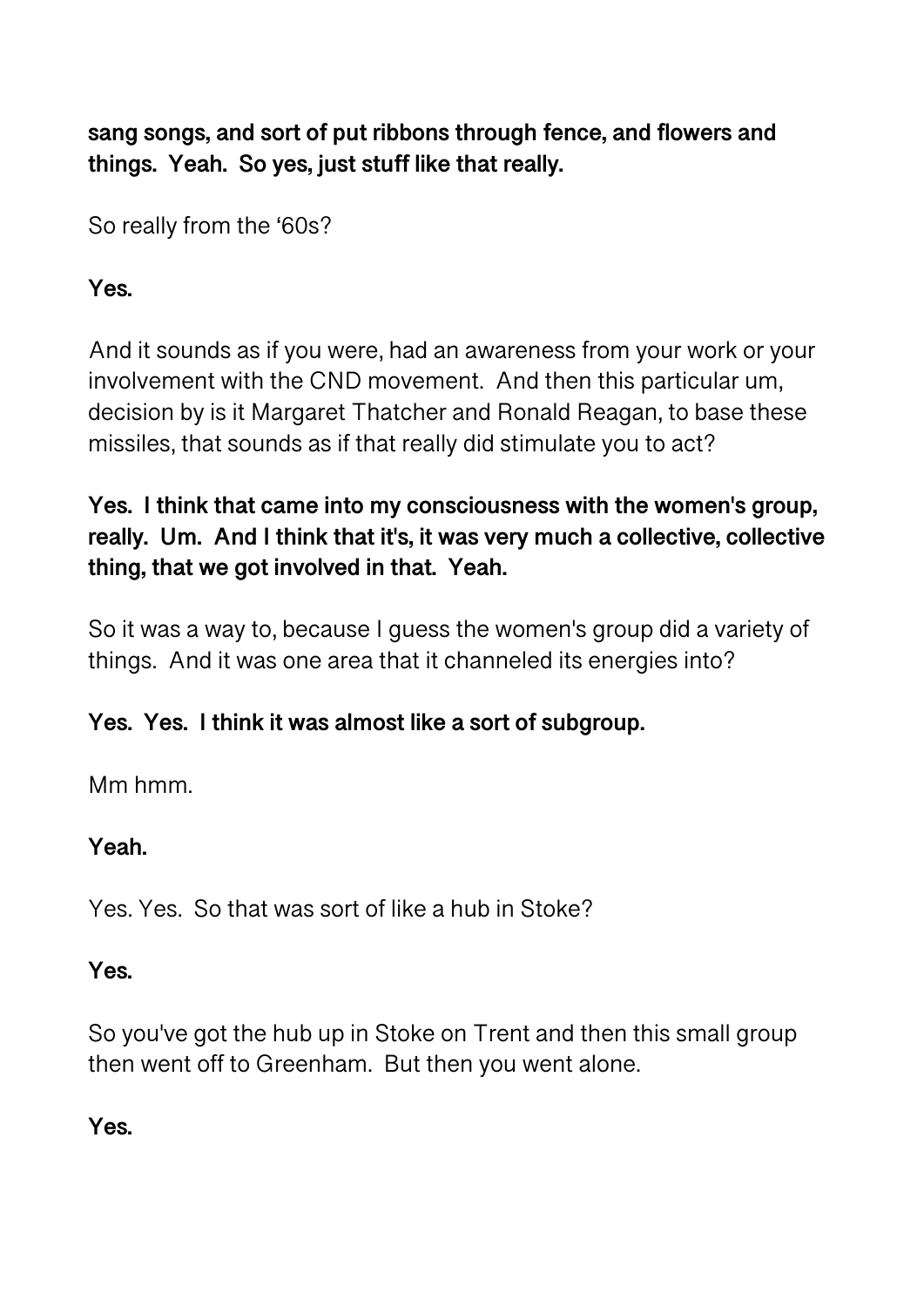**sang songs, and sort of put ribbons through fence, and flowers and things. Yeah. So yes, just stuff like that really.**

So really from the '60s?

**Yes.**

And it sounds as if you were, had an awareness from your work or your involvement with the CND movement. And then this particular um, decision by is it Margaret Thatcher and Ronald Reagan, to base these missiles, that sounds as if that really did stimulate you to act?

**Yes. I think that came into my consciousness with the women's group, really. Um. And I think that it's, it was very much a collective, collective thing, that we got involved in that. Yeah.**

So it was a way to, because I guess the women's group did a variety of things. And it was one area that it channeled its energies into?

**Yes. Yes. I think it was almost like a sort of subgroup.**

Mm hmm.

**Yeah.**

Yes. Yes. So that was sort of like a hub in Stoke?

**Yes.**

So you've got the hub up in Stoke on Trent and then this small group then went off to Greenham. But then you went alone.

**Yes.**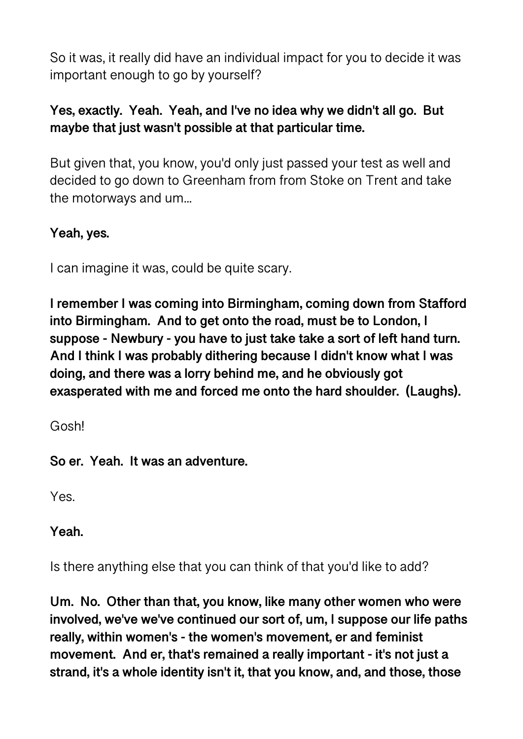So it was, it really did have an individual impact for you to decide it was important enough to go by yourself?

**Yes, exactly. Yeah. Yeah, and I've no idea why we didn't all go. But maybe that just wasn't possible at that particular time.**

But given that, you know, you'd only just passed your test as well and decided to go down to Greenham from from Stoke on Trent and take the motorways and um...

**Yeah, yes.**

I can imagine it was, could be quite scary.

**I remember I was coming into Birmingham, coming down from Stafford into Birmingham. And to get onto the road, must be to London, I suppose - Newbury - you have to just take take a sort of left hand turn. And I think I was probably dithering because I didn't know what I was doing, and there was a lorry behind me, and he obviously got exasperated with me and forced me onto the hard shoulder. (Laughs).**

Gosh!

**So er. Yeah. It was an adventure.**

Yes.

**Yeah.**

Is there anything else that you can think of that you'd like to add?

**Um. No. Other than that, you know, like many other women who were involved, we've we've continued our sort of, um, I suppose our life paths really, within women's - the women's movement, er and feminist movement. And er, that's remained a really important - it's not just a strand, it's a whole identity isn't it, that you know, and, and those, those**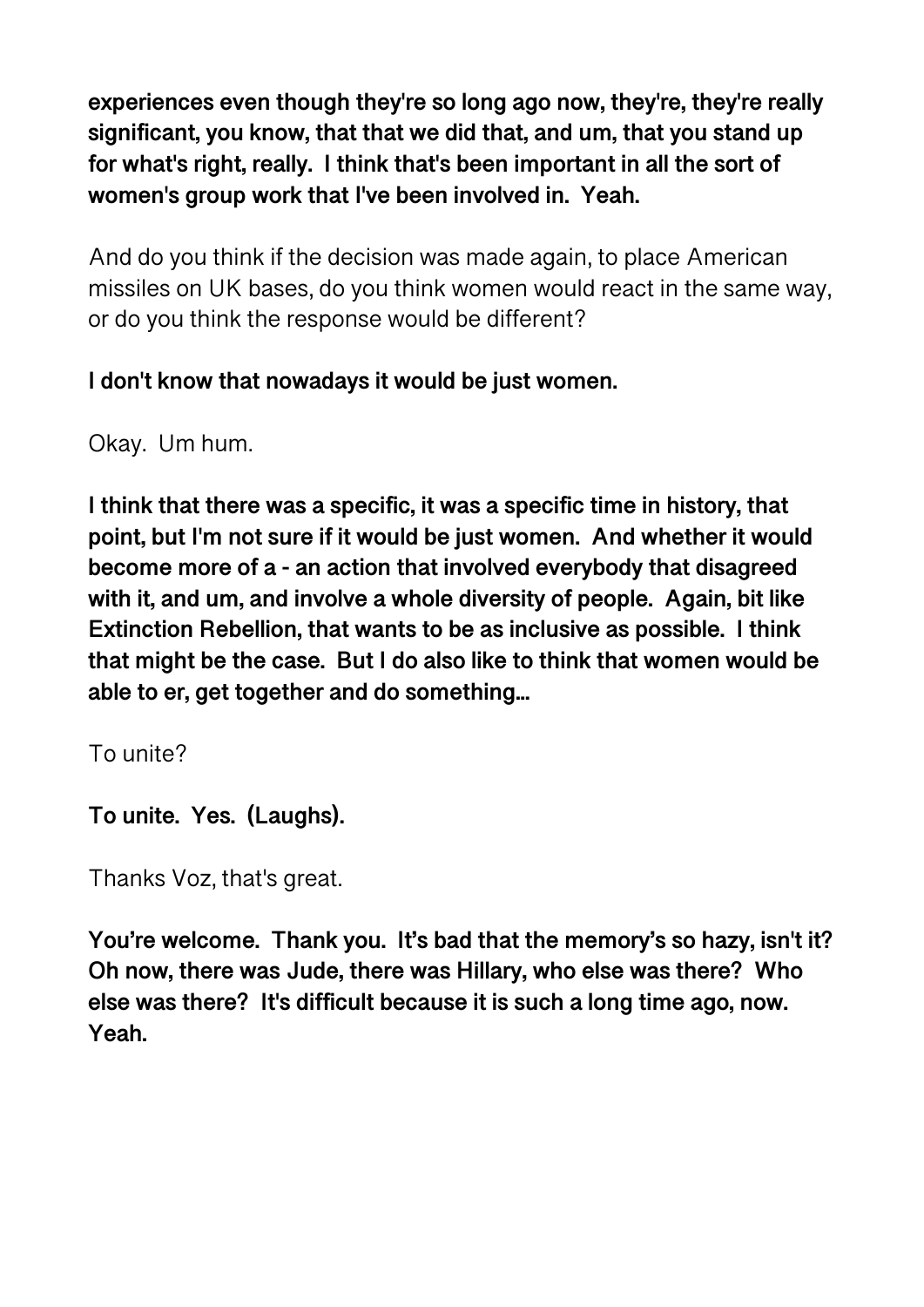**experiences even though they're so long ago now, they're, they're really significant, you know, that that we did that, and um, that you stand up for what's right, really. I think that's been important in all the sort of women's group work that I've been involved in. Yeah.**

And do you think if the decision was made again, to place American missiles on UK bases, do you think women would react in the same way, or do you think the response would be different?

**I don't know that nowadays it would be just women.**

Okay. Um hum.

**I think that there was a specific, it was a specific time in history, that point, but I'm not sure if it would be just women. And whether it would become more of a - an action that involved everybody that disagreed with it, and um, and involve a whole diversity of people. Again, bit like Extinction Rebellion, that wants to be as inclusive as possible. I think that might be the case. But I do also like to think that women would be able to er, get together and do something…**

To unite?

**To unite. Yes. (Laughs).**

Thanks Voz, that's great.

**You're welcome. Thank you. It's bad that the memory's so hazy, isn't it? Oh now, there was Jude, there was Hillary, who else was there? Who else was there? It's difficult because it is such a long time ago, now. Yeah.**